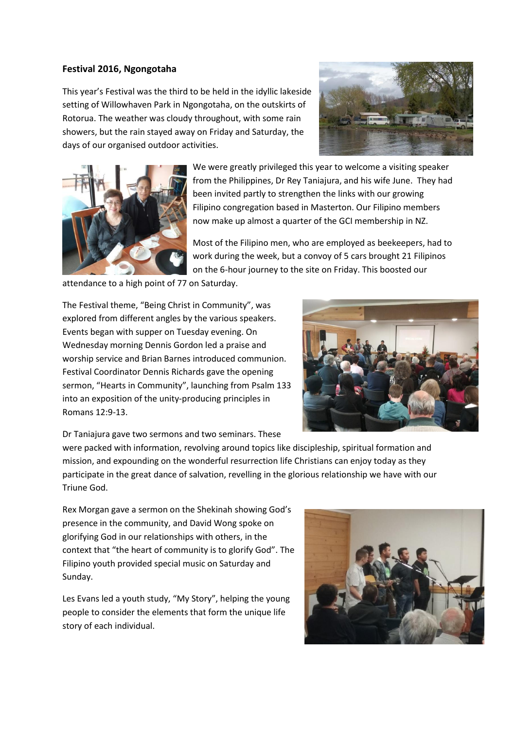**Festival 2016, Ngongotaha**

This year's Festival was the third to be held in the idyllic lakeside setting of Willowhaven Park in Ngongotaha, on the outskirts of Rotorua. The weather was cloudy throughout, with some rain showers, but the rain stayed away on Friday and Saturday, the days of our organised outdoor activities.

We were greatly privileged this year to welcome a visiting speaker from the Philippines, Dr Rey Taniajura, and his wife June. They had been invited partly to strengthen the links with our growing Filipino congregation based in Masterton. Our Filipino members now make up almost a quarter of the GCI membership in NZ.

Most of the Filipino men, who are employed as beekeepers, had to work during the week, but a convoy of 5 cars brought 21 Filipinos on the 6-hour journey to the site on Friday. This boosted our attendance to a high point of 77 on Saturday.

The Festival theme, "Being Christ in Community", was explored from different angles by the various speakers. Events began with supper on Tuesday evening. On Wednesday morning Dennis Gordon led a praise and worship service and Brian Barnes introduced communion. Festival Coordinator Dennis Richards gave the opening sermon, "Hearts in Community", launching from Psalm 133 into an exposition of the unity-producing principles in Romans 12:9-13.

Dr Taniajura gave two sermons and two seminars. These were packed with information, revolving around topics like discipleship, spiritual formation and mission, and expounding on the wonderful resurrection life Christians can enjoy today as they participate in the great dance of salvation, revelling in the glorious relationship we have with our Triune God.

Rex Morgan gave a sermon on the Shekinah showing God's presence in the community, and David Wong spoke on glorifying God in our relationships with others, in the context that "the heart of community is to glorify God". The Filipino youth provided special music on Saturday and Sunday.

Les Evans led a youth study, "My Story", helping the young people to consider the elements that form the unique life story of each individual.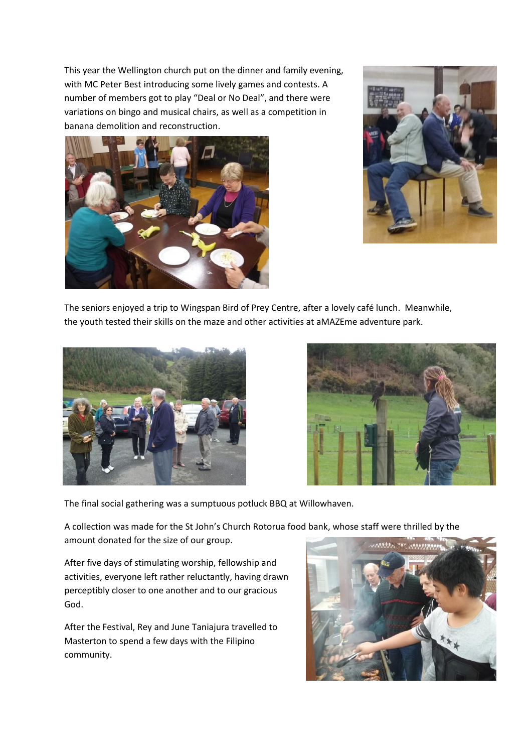This year the Wellington church put on the dinner and family evening, with MC Peter Best introducing some lively games and contests. A number of members got to play "Deal or No Deal", and there were variations on bingo and musical chairs, as well as a competition in banana demolition and reconstruction.

The seniors enjoyed a trip to Wingspan Bird of Prey Centre, after a lovely café lunch. Meanwhile, the youth tested their skills on the maze and other activities at aMAZEme adventure park.

The final social gathering was a sumptuous potluck BBQ at Willowhaven.

A collection was made for the St John's Church Rotorua food bank, whose staff were thrilled by the amount donated for the size of our group.

After five days of stimulating worship, fellowship and activities, everyone left rather reluctantly, having drawn perceptibly closer to one another and to our gracious God.

After the Festival, Rey and June Taniajura travelled to Masterton to spend a few days with the Filipino community.